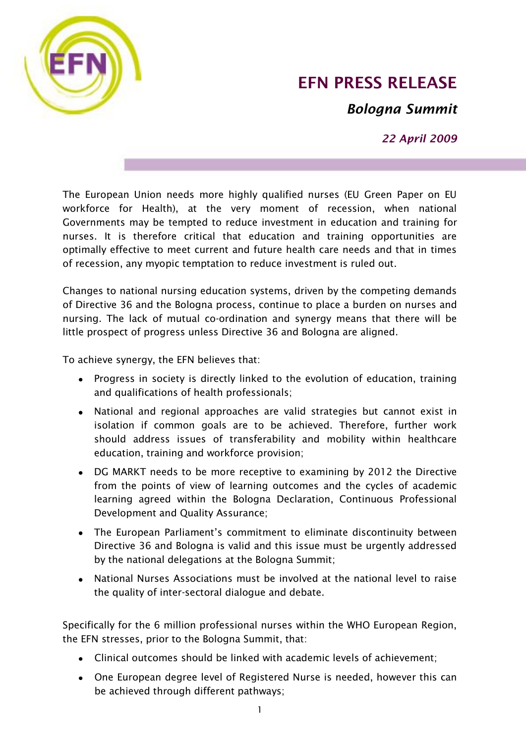# EFN PRESS RELEASE

## *Bologna Summit*

*22 April 2009*

The European Union needs more highly qualified nurses (EU Green Paper on EU workforce for Health), at the very moment of recession, when national Governments may be tempted to reduce investment in education and training for nurses. It is therefore critical that education and training opportunities are optimally effective to meet current and future health care needs and that in times of recession, any myopic temptation to reduce investment is ruled out.

Changes to national nursing education systems, driven by the competing demands of Directive 36 and the Bologna process, continue to place a burden on nurses and nursing. The lack of mutual co-ordination and synergy means that there will be little prospect of progress unless Directive 36 and Bologna are aligned.

To achieve synergy, the EFN believes that:

- Progress in society is directly linked to the evolution of education, training and qualifications of health professionals;
- National and regional approaches are valid strategies but cannot exist in isolation if common goals are to be achieved. Therefore, further work should address issues of transferability and mobility within healthcare education, training and workforce provision;
- DG MARKT needs to be more receptive to examining by 2012 the Directive from the points of view of learning outcomes and the cycles of academic learning agreed within the Bologna Declaration, Continuous Professional Development and Quality Assurance;
- The European Parliament's commitment to eliminate discontinuity between Directive 36 and Bologna is valid and this issue must be urgently addressed by the national delegations at the Bologna Summit;
- National Nurses Associations must be involved at the national level to raise the quality of inter-sectoral dialogue and debate.

Specifically for the 6 million professional nurses within the WHO European Region, the EFN stresses, prior to the Bologna Summit, that:

- Clinical outcomes should be linked with academic levels of achievement;
- One European degree level of Registered Nurse is needed, however this can be achieved through different pathways;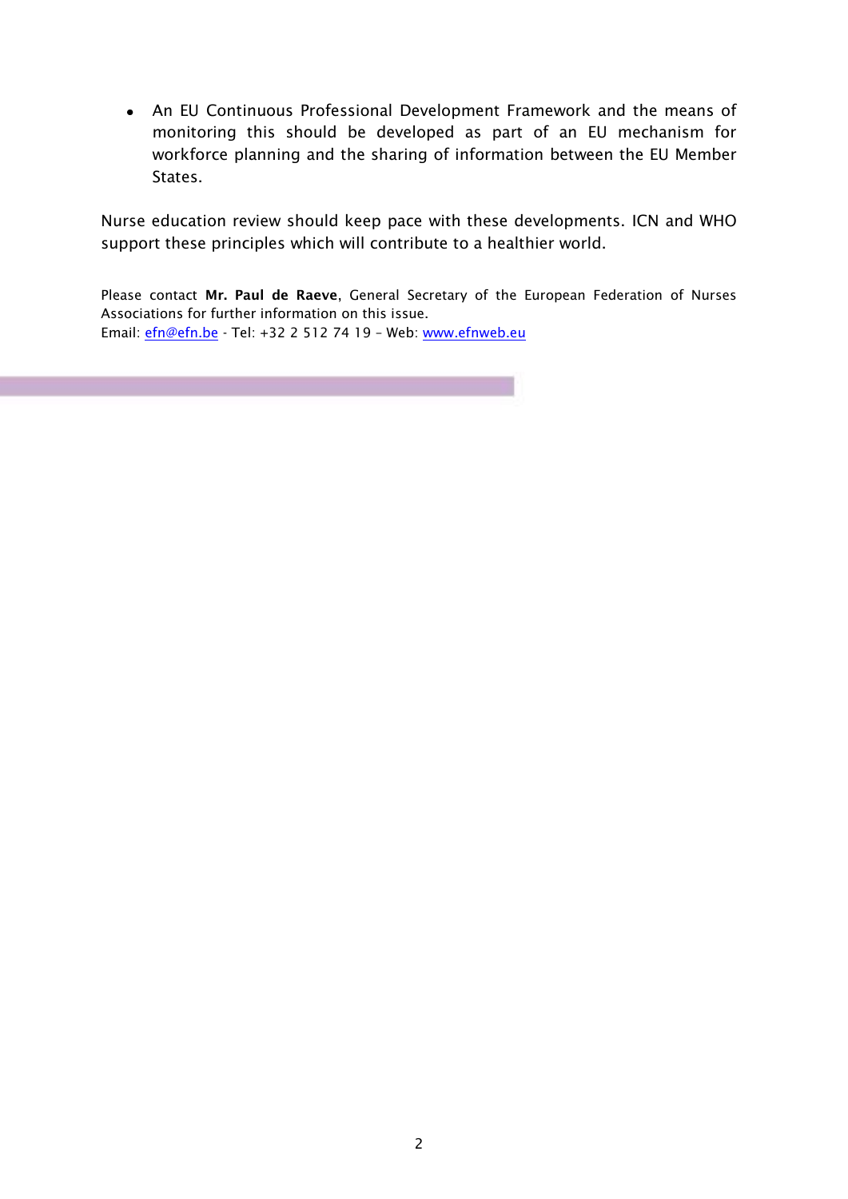- An EU Continuous Professional Development Framework and the means of monitoring this should be developed as part of an EU mechanism for workforce planning and the sharing of information between the EU Member States.

Nurse education review should keep pace with these developments. ICN and WHO support these principles which will contribute to a healthier world.

Please contact **Mr. Paul de Raeve**, General Secretary of the European Federation of Nurses Associations for further information on this issue.
Email: efn@efn.be - Tel: +32 2 512 74 19 – Web: www.efnweb.eu